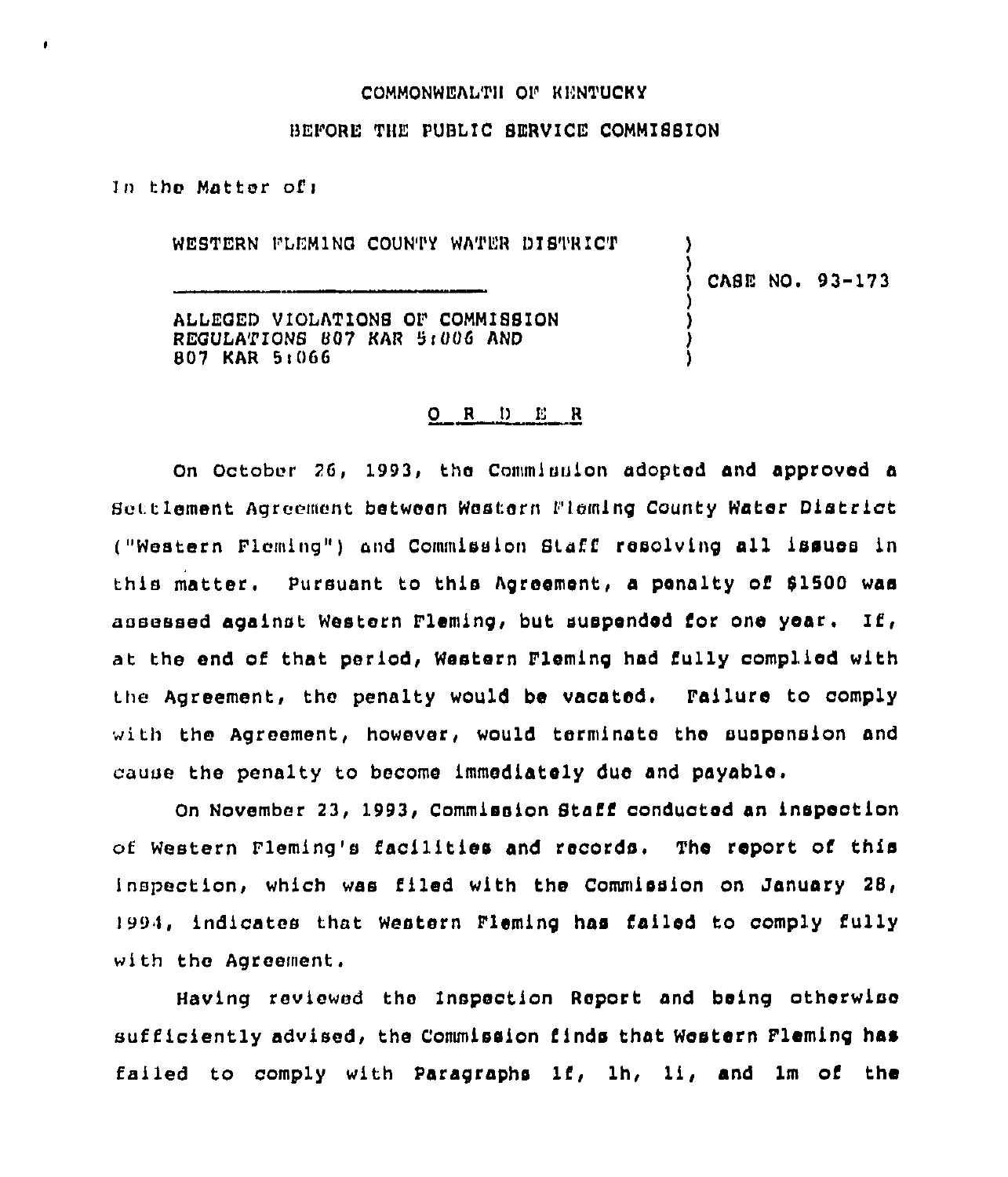COMMONWEALTH OF KENTUCKY

BEFORE THE PUBLIC SERVICE COMMISSION

In the Matter of:

WESTERN FLEMING COUNTY WATER DISTRICT

\_\_\_\_\_\_\_\_\_\_\_\_\_\_\_\_\_\_\_\_\_\_\_\_\_\_\_\_\_\_\_\_\_\_

ALLEGED VIOLATIONS OF COMMISSION REGULATIONS 807 KAR 5:006 AND 807 KAR 5:066

) CASE NO. 93-173

O R D E R

On October 26, 1993, the Commission adopted and approved a Settlement Agreement between Western Fleming County Water District ("Western Fleming") and Commission Staff resolving all issues in this matter. Pursuant to this Agreement, a penalty of $1500 was assessed against Western Fleming, but suspended for one year. If, at the end of that period, Western Fleming had fully complied with the Agreement, the penalty would be vacated. Failure to comply with the Agreement, however, would terminate the suspension and cause the penalty to become immediately due and payable.

On November 23, 1993, Commission Staff conducted an inspection of Western Fleming's facilities and records. The report of this inspection, which was filed with the Commission on January 28, 1994, indicates that Western Fleming has failed to comply fully with the Agreement.

Having reviewed the Inspection Report and being otherwise sufficiently advised, the Commission finds that Western Fleming has failed to comply with Paragraphs 1f, 1h, 1i, and 1m of the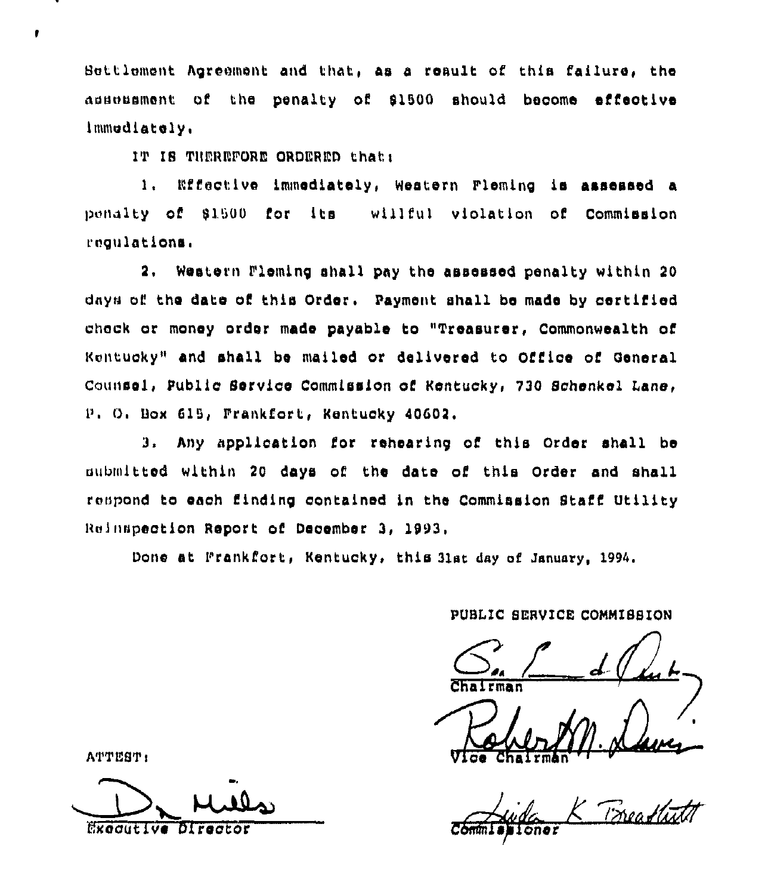Settlement Agreement and that, as a result of this failure, the assessment of the penalty of $1500 should become effective immediately.

IT IS THEREFORE ORDERED that:

1. Effective immediately, Western Fleming is assessed a penalty of $1500 for its willful violation of Commission regulations.

2. Western Fleming shall pay the assessed penalty within 20 days of the date of this Order. Payment shall be made by certified check or money order made payable to "Treasurer, Commonwealth of Kentucky" and shall be mailed or delivered to Office of General Counsel, Public Service Commission of Kentucky, 730 Schenkel Lane, P. O. Box 615, Frankfort, Kentucky 40602.

3. Any application for rehearing of this Order shall be submitted within 20 days of the date of this Order and shall respond to each finding contained in the Commission Staff Utility Reinspection Report of December 3, 1993.

Done at Frankfort, Kentucky, this 31st day of January, 1994.

PUBLIC SERVICE COMMISSION

Chairman

Vice Chairman

Commissioner

ATTEST:

Executive Director